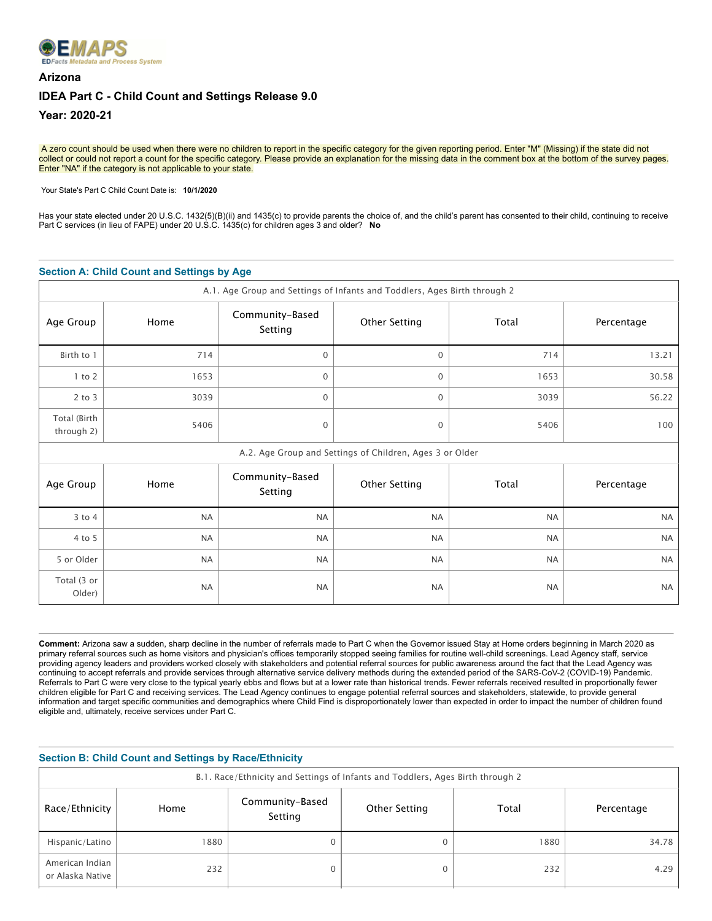EMAPS
EDFacts Metadata and Process System

## Arizona

## IDEA Part C - Child Count and Settings Release 9.0

## Year: 2020-21

A zero count should be used when there were no children to report in the specific category for the given reporting period. Enter "M" (Missing) if the state did not collect or could not report a count for the specific category. Please provide an explanation for the missing data in the comment box at the bottom of the survey pages. Enter "NA" if the category is not applicable to your state.

Your State's Part C Child Count Date is: **10/1/2020**

Has your state elected under 20 U.S.C. 1432(5)(B)(ii) and 1435(c) to provide parents the choice of, and the child's parent has consented to their child, continuing to receive Part C services (in lieu of FAPE) under 20 U.S.C. 1435(c) for children ages 3 and older? **No**

### Section A: Child Count and Settings by Age

A.1. Age Group and Settings of Infants and Toddlers, Ages Birth through 2

| Age Group | Home | Community-Based Setting | Other Setting | Total | Percentage |
|---|---|---|---|---|---|
| Birth to 1 | 714 | 0 | 0 | 714 | 13.21 |
| 1 to 2 | 1653 | 0 | 0 | 1653 | 30.58 |
| 2 to 3 | 3039 | 0 | 0 | 3039 | 56.22 |
| Total (Birth through 2) | 5406 | 0 | 0 | 5406 | 100 |

A.2. Age Group and Settings of Children, Ages 3 or Older

| Age Group | Home | Community-Based Setting | Other Setting | Total | Percentage |
|---|---|---|---|---|---|
| 3 to 4 | NA | NA | NA | NA | NA |
| 4 to 5 | NA | NA | NA | NA | NA |
| 5 or Older | NA | NA | NA | NA | NA |
| Total (3 or Older) | NA | NA | NA | NA | NA |

**Comment:** Arizona saw a sudden, sharp decline in the number of referrals made to Part C when the Governor issued Stay at Home orders beginning in March 2020 as primary referral sources such as home visitors and physician's offices temporarily stopped seeing families for routine well-child screenings. Lead Agency staff, service providing agency leaders and providers worked closely with stakeholders and potential referral sources for public awareness around the fact that the Lead Agency was continuing to accept referrals and provide services through alternative service delivery methods during the extended period of the SARS-CoV-2 (COVID-19) Pandemic. Referrals to Part C were very close to the typical yearly ebbs and flows but at a lower rate than historical trends. Fewer referrals received resulted in proportionally fewer children eligible for Part C and receiving services. The Lead Agency continues to engage potential referral sources and stakeholders, statewide, to provide general information and target specific communities and demographics where Child Find is disproportionately lower than expected in order to impact the number of children found eligible and, ultimately, receive services under Part C.

### Section B: Child Count and Settings by Race/Ethnicity

B.1. Race/Ethnicity and Settings of Infants and Toddlers, Ages Birth through 2

| Race/Ethnicity | Home | Community-Based Setting | Other Setting | Total | Percentage |
|---|---|---|---|---|---|
| Hispanic/Latino | 1880 | 0 | 0 | 1880 | 34.78 |
| American Indian or Alaska Native | 232 | 0 | 0 | 232 | 4.29 |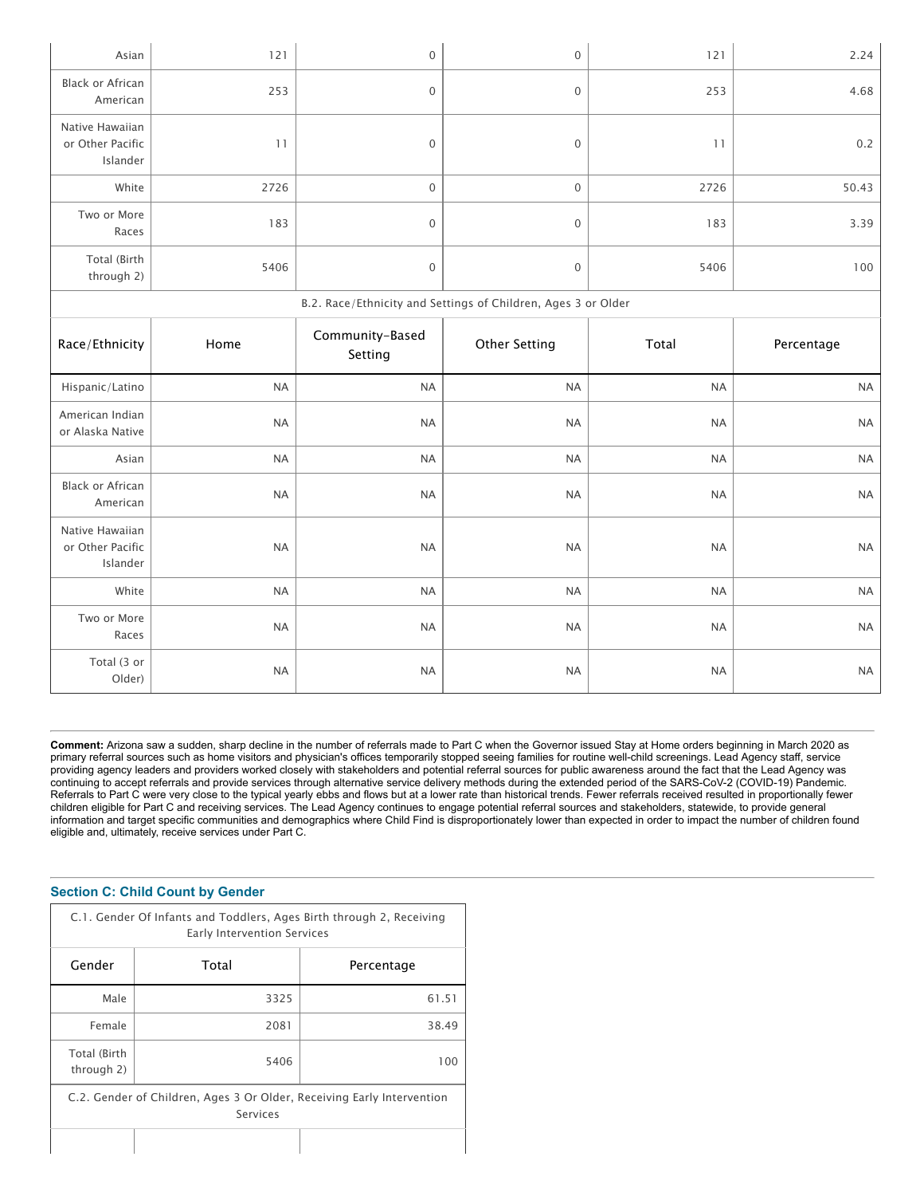| | | | | | |
|---|---|---|---|---|---|
| Asian | 121 | 0 | 0 | 121 | 2.24 |
| Black or African American | 253 | 0 | 0 | 253 | 4.68 |
| Native Hawaiian or Other Pacific Islander | 11 | 0 | 0 | 11 | 0.2 |
| White | 2726 | 0 | 0 | 2726 | 50.43 |
| Two or More Races | 183 | 0 | 0 | 183 | 3.39 |
| Total (Birth through 2) | 5406 | 0 | 0 | 5406 | 100 |

B.2. Race/Ethnicity and Settings of Children, Ages 3 or Older

| Race/Ethnicity | Home | Community-Based Setting | Other Setting | Total | Percentage |
|---|---|---|---|---|---|
| Hispanic/Latino | NA | NA | NA | NA | NA |
| American Indian or Alaska Native | NA | NA | NA | NA | NA |
| Asian | NA | NA | NA | NA | NA |
| Black or African American | NA | NA | NA | NA | NA |
| Native Hawaiian or Other Pacific Islander | NA | NA | NA | NA | NA |
| White | NA | NA | NA | NA | NA |
| Two or More Races | NA | NA | NA | NA | NA |
| Total (3 or Older) | NA | NA | NA | NA | NA |

**Comment:** Arizona saw a sudden, sharp decline in the number of referrals made to Part C when the Governor issued Stay at Home orders beginning in March 2020 as primary referral sources such as home visitors and physician's offices temporarily stopped seeing families for routine well-child screenings. Lead Agency staff, service providing agency leaders and providers worked closely with stakeholders and potential referral sources for public awareness around the fact that the Lead Agency was continuing to accept referrals and provide services through alternative service delivery methods during the extended period of the SARS-CoV-2 (COVID-19) Pandemic. Referrals to Part C were very close to the typical yearly ebbs and flows but at a lower rate than historical trends. Fewer referrals received resulted in proportionally fewer children eligible for Part C and receiving services. The Lead Agency continues to engage potential referral sources and stakeholders, statewide, to provide general information and target specific communities and demographics where Child Find is disproportionately lower than expected in order to impact the number of children found eligible and, ultimately, receive services under Part C.

### Section C: Child Count by Gender

C.1. Gender Of Infants and Toddlers, Ages Birth through 2, Receiving Early Intervention Services

| Gender | Total | Percentage |
|---|---|---|
| Male | 3325 | 61.51 |
| Female | 2081 | 38.49 |
| Total (Birth through 2) | 5406 | 100 |

C.2. Gender of Children, Ages 3 Or Older, Receiving Early Intervention Services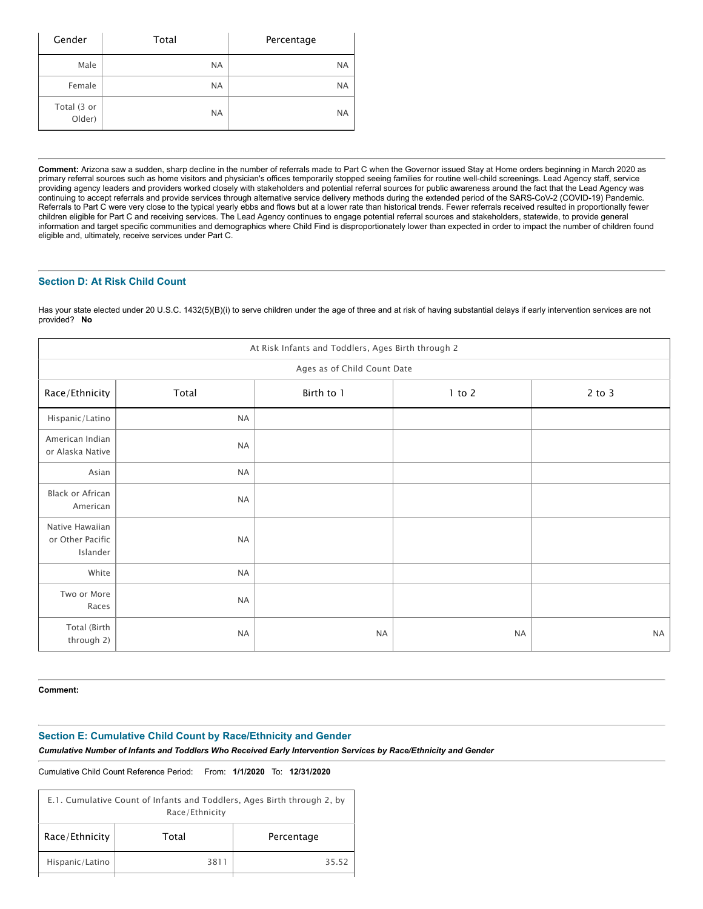| Gender | Total | Percentage |
|---|---|---|
| Male | NA | NA |
| Female | NA | NA |
| Total (3 or Older) | NA | NA |

**Comment:** Arizona saw a sudden, sharp decline in the number of referrals made to Part C when the Governor issued Stay at Home orders beginning in March 2020 as primary referral sources such as home visitors and physician's offices temporarily stopped seeing families for routine well-child screenings. Lead Agency staff, service providing agency leaders and providers worked closely with stakeholders and potential referral sources for public awareness around the fact that the Lead Agency was continuing to accept referrals and provide services through alternative service delivery methods during the extended period of the SARS-CoV-2 (COVID-19) Pandemic. Referrals to Part C were very close to the typical yearly ebbs and flows but at a lower rate than historical trends. Fewer referrals received resulted in proportionally fewer children eligible for Part C and receiving services. The Lead Agency continues to engage potential referral sources and stakeholders, statewide, to provide general information and target specific communities and demographics where Child Find is disproportionately lower than expected in order to impact the number of children found eligible and, ultimately, receive services under Part C.

## Section D: At Risk Child Count

Has your state elected under 20 U.S.C. 1432(5)(B)(i) to serve children under the age of three and at risk of having substantial delays if early intervention services are not provided? **No**

| At Risk Infants and Toddlers, Ages Birth through 2 | | | | |
|---|---|---|---|---|
| Ages as of Child Count Date | | | | |
| Race/Ethnicity | Total | Birth to 1 | 1 to 2 | 2 to 3 |
| Hispanic/Latino | NA | | | |
| American Indian or Alaska Native | NA | | | |
| Asian | NA | | | |
| Black or African American | NA | | | |
| Native Hawaiian or Other Pacific Islander | NA | | | |
| White | NA | | | |
| Two or More Races | NA | | | |
| Total (Birth through 2) | NA | NA | NA | NA |

**Comment:**

## Section E: Cumulative Child Count by Race/Ethnicity and Gender

***Cumulative Number of Infants and Toddlers Who Received Early Intervention Services by Race/Ethnicity and Gender***

Cumulative Child Count Reference Period: From: **1/1/2020** To: **12/31/2020**

| E.1. Cumulative Count of Infants and Toddlers, Ages Birth through 2, by Race/Ethnicity | | |
|---|---|---|
| Race/Ethnicity | Total | Percentage |
| Hispanic/Latino | 3811 | 35.52 |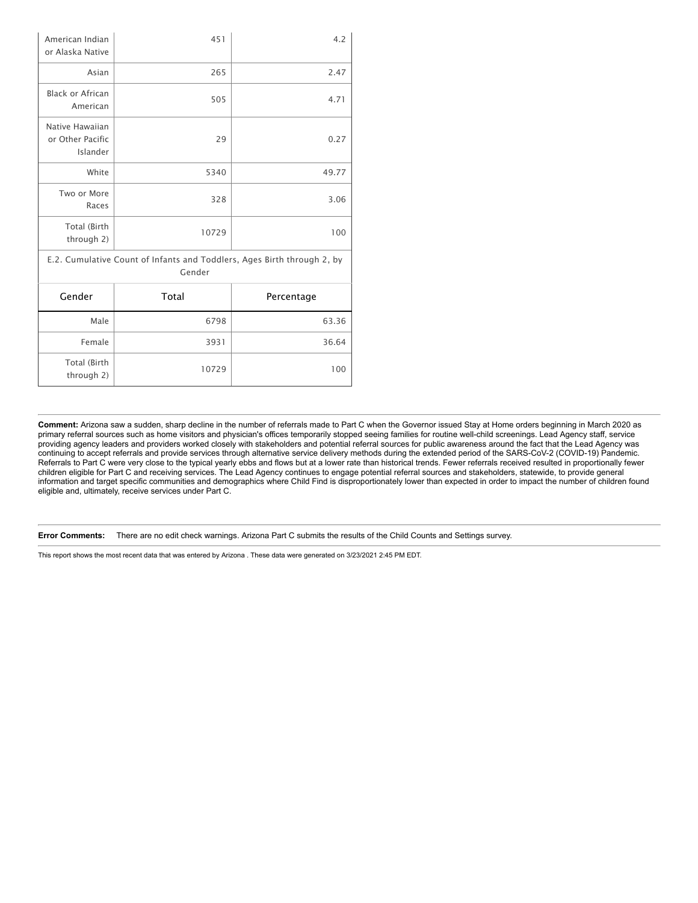| | | |
|---|---|---|
| American Indian or Alaska Native | 451 | 4.2 |
| Asian | 265 | 2.47 |
| Black or African American | 505 | 4.71 |
| Native Hawaiian or Other Pacific Islander | 29 | 0.27 |
| White | 5340 | 49.77 |
| Two or More Races | 328 | 3.06 |
| Total (Birth through 2) | 10729 | 100 |

E.2. Cumulative Count of Infants and Toddlers, Ages Birth through 2, by Gender

| Gender | Total | Percentage |
|---|---|---|
| Male | 6798 | 63.36 |
| Female | 3931 | 36.64 |
| Total (Birth through 2) | 10729 | 100 |

**Comment:** Arizona saw a sudden, sharp decline in the number of referrals made to Part C when the Governor issued Stay at Home orders beginning in March 2020 as primary referral sources such as home visitors and physician's offices temporarily stopped seeing families for routine well-child screenings. Lead Agency staff, service providing agency leaders and providers worked closely with stakeholders and potential referral sources for public awareness around the fact that the Lead Agency was continuing to accept referrals and provide services through alternative service delivery methods during the extended period of the SARS-CoV-2 (COVID-19) Pandemic. Referrals to Part C were very close to the typical yearly ebbs and flows but at a lower rate than historical trends. Fewer referrals received resulted in proportionally fewer children eligible for Part C and receiving services. The Lead Agency continues to engage potential referral sources and stakeholders, statewide, to provide general information and target specific communities and demographics where Child Find is disproportionately lower than expected in order to impact the number of children found eligible and, ultimately, receive services under Part C.

**Error Comments:** There are no edit check warnings. Arizona Part C submits the results of the Child Counts and Settings survey.

This report shows the most recent data that was entered by Arizona . These data were generated on 3/23/2021 2:45 PM EDT.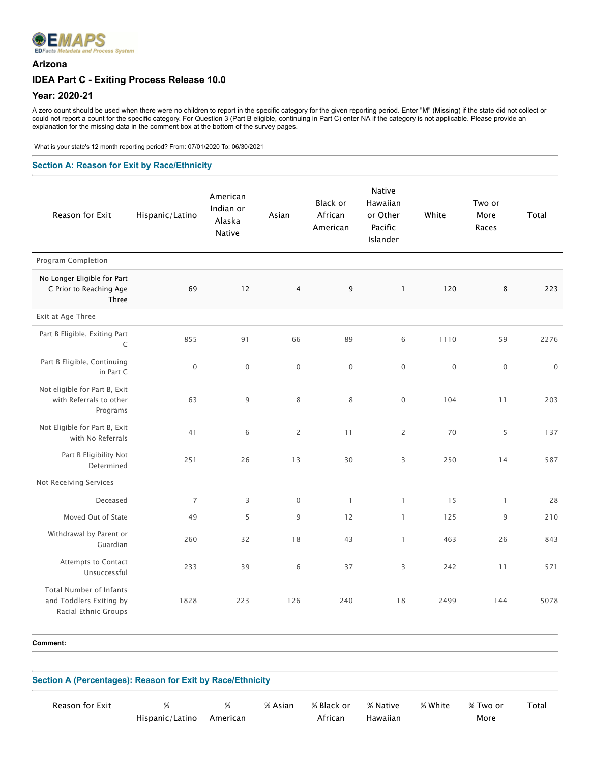EMAPS
EDFacts Metadata and Process System

### Arizona

### IDEA Part C - Exiting Process Release 10.0

### Year: 2020-21

A zero count should be used when there were no children to report in the specific category for the given reporting period. Enter "M" (Missing) if the state did not collect or could not report a count for the specific category. For Question 3 (Part B eligible, continuing in Part C) enter NA if the category is not applicable. Please provide an explanation for the missing data in the comment box at the bottom of the survey pages.

What is your state's 12 month reporting period? From: 07/01/2020 To: 06/30/2021

## Section A: Reason for Exit by Race/Ethnicity

| Reason for Exit | Hispanic/Latino | American Indian or Alaska Native | Asian | Black or African American | Native Hawaiian or Other Pacific Islander | White | Two or More Races | Total |
|---|---|---|---|---|---|---|---|---|
| Program Completion | | | | | | | | |
| No Longer Eligible for Part C Prior to Reaching Age Three | 69 | 12 | 4 | 9 | 1 | 120 | 8 | 223 |
| Exit at Age Three | | | | | | | | |
| Part B Eligible, Exiting Part C | 855 | 91 | 66 | 89 | 6 | 1110 | 59 | 2276 |
| Part B Eligible, Continuing in Part C | 0 | 0 | 0 | 0 | 0 | 0 | 0 | 0 |
| Not eligible for Part B, Exit with Referrals to other Programs | 63 | 9 | 8 | 8 | 0 | 104 | 11 | 203 |
| Not Eligible for Part B, Exit with No Referrals | 41 | 6 | 2 | 11 | 2 | 70 | 5 | 137 |
| Part B Eligibility Not Determined | 251 | 26 | 13 | 30 | 3 | 250 | 14 | 587 |
| Not Receiving Services | | | | | | | | |
| Deceased | 7 | 3 | 0 | 1 | 1 | 15 | 1 | 28 |
| Moved Out of State | 49 | 5 | 9 | 12 | 1 | 125 | 9 | 210 |
| Withdrawal by Parent or Guardian | 260 | 32 | 18 | 43 | 1 | 463 | 26 | 843 |
| Attempts to Contact Unsuccessful | 233 | 39 | 6 | 37 | 3 | 242 | 11 | 571 |
| Total Number of Infants and Toddlers Exiting by Racial Ethnic Groups | 1828 | 223 | 126 | 240 | 18 | 2499 | 144 | 5078 |

**Comment:**

## Section A (Percentages): Reason for Exit by Race/Ethnicity

| Reason for Exit | % Hispanic/Latino | % American | % Asian | % Black or African | % Native Hawaiian | % White | % Two or More | Total |
|---|---|---|---|---|---|---|---|---|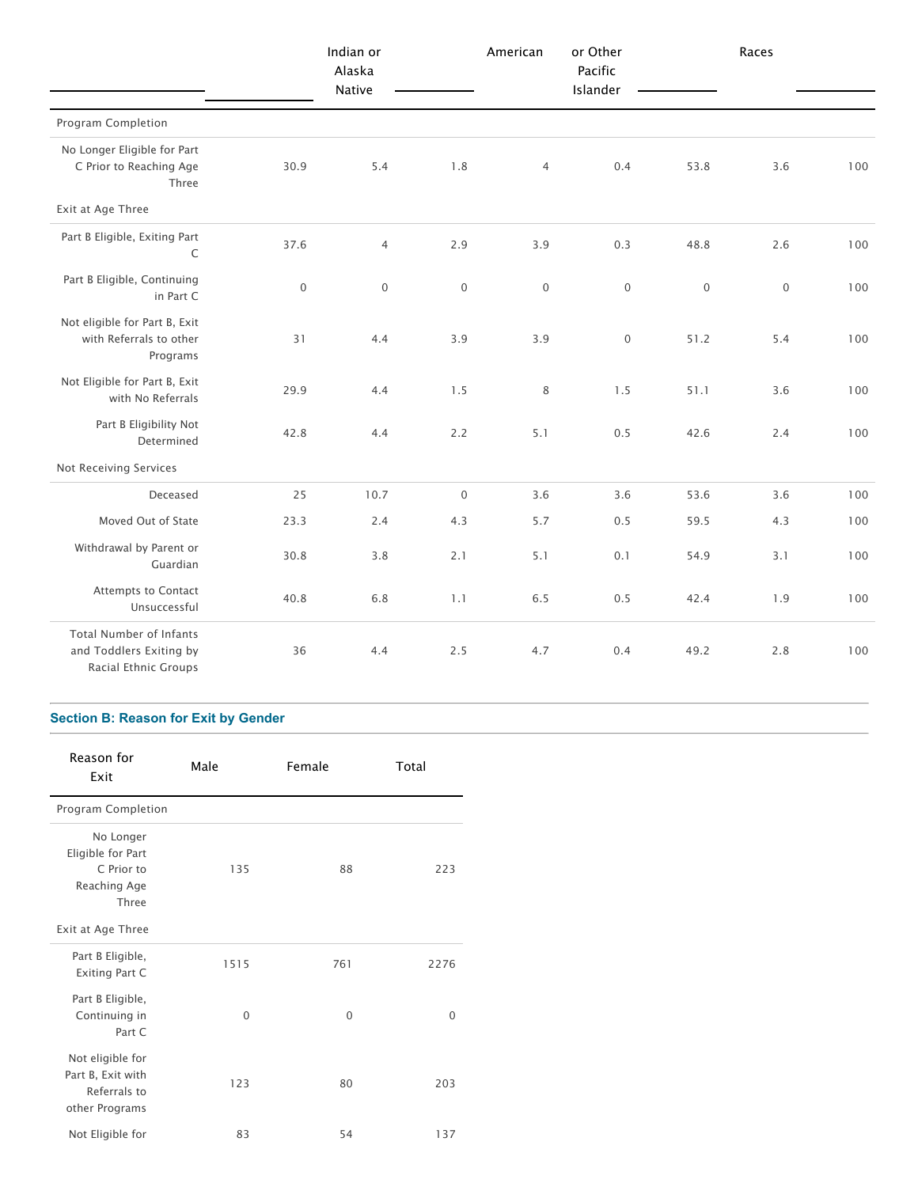| | | Indian or Alaska Native | | American | or Other Pacific Islander | | Races | |
|---|---|---|---|---|---|---|---|---|
| Program Completion | | | | | | | | |
| No Longer Eligible for Part C Prior to Reaching Age Three | 30.9 | 5.4 | 1.8 | 4 | 0.4 | 53.8 | 3.6 | 100 |
| Exit at Age Three | | | | | | | | |
| Part B Eligible, Exiting Part C | 37.6 | 4 | 2.9 | 3.9 | 0.3 | 48.8 | 2.6 | 100 |
| Part B Eligible, Continuing in Part C | 0 | 0 | 0 | 0 | 0 | 0 | 0 | 100 |
| Not eligible for Part B, Exit with Referrals to other Programs | 31 | 4.4 | 3.9 | 3.9 | 0 | 51.2 | 5.4 | 100 |
| Not Eligible for Part B, Exit with No Referrals | 29.9 | 4.4 | 1.5 | 8 | 1.5 | 51.1 | 3.6 | 100 |
| Part B Eligibility Not Determined | 42.8 | 4.4 | 2.2 | 5.1 | 0.5 | 42.6 | 2.4 | 100 |
| Not Receiving Services | | | | | | | | |
| Deceased | 25 | 10.7 | 0 | 3.6 | 3.6 | 53.6 | 3.6 | 100 |
| Moved Out of State | 23.3 | 2.4 | 4.3 | 5.7 | 0.5 | 59.5 | 4.3 | 100 |
| Withdrawal by Parent or Guardian | 30.8 | 3.8 | 2.1 | 5.1 | 0.1 | 54.9 | 3.1 | 100 |
| Attempts to Contact Unsuccessful | 40.8 | 6.8 | 1.1 | 6.5 | 0.5 | 42.4 | 1.9 | 100 |
| Total Number of Infants and Toddlers Exiting by Racial Ethnic Groups | 36 | 4.4 | 2.5 | 4.7 | 0.4 | 49.2 | 2.8 | 100 |

## Section B: Reason for Exit by Gender

| Reason for Exit | Male | Female | Total |
|---|---|---|---|
| Program Completion | | | |
| No Longer Eligible for Part C Prior to Reaching Age Three | 135 | 88 | 223 |
| Exit at Age Three | | | |
| Part B Eligible, Exiting Part C | 1515 | 761 | 2276 |
| Part B Eligible, Continuing in Part C | 0 | 0 | 0 |
| Not eligible for Part B, Exit with Referrals to other Programs | 123 | 80 | 203 |
| Not Eligible for | 83 | 54 | 137 |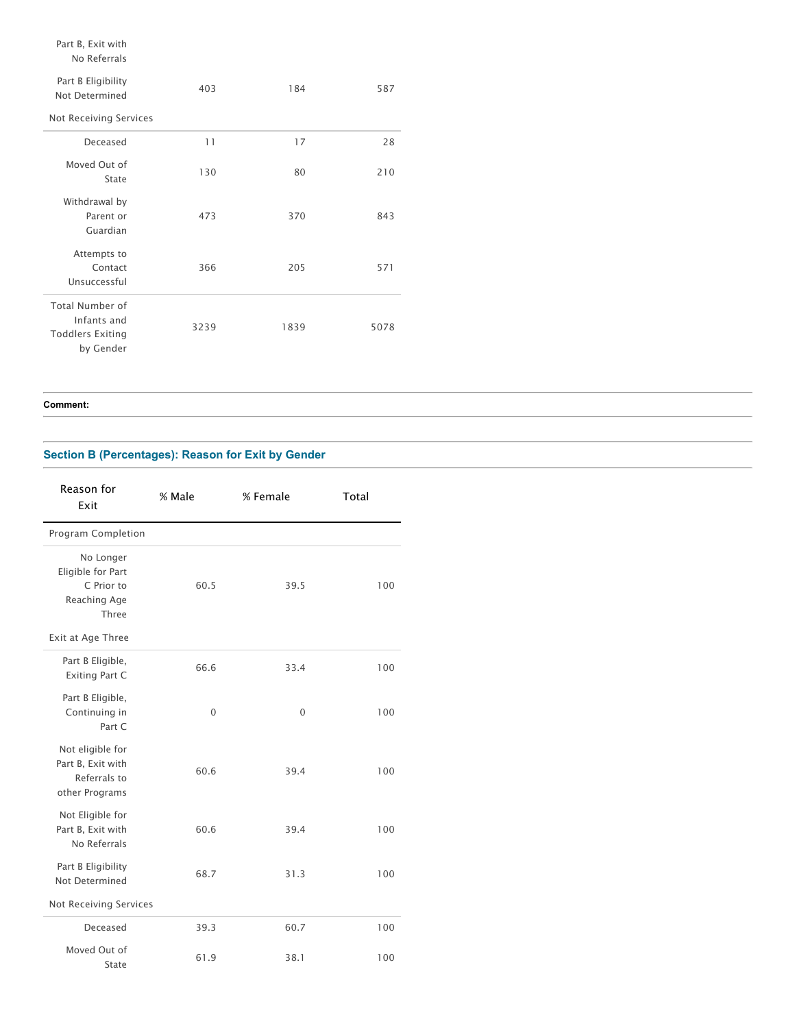| | | | |
|---|---|---|---|
| Part B, Exit with No Referrals | | | |
| Part B Eligibility Not Determined | 403 | 184 | 587 |
| Not Receiving Services | | | |
| Deceased | 11 | 17 | 28 |
| Moved Out of State | 130 | 80 | 210 |
| Withdrawal by Parent or Guardian | 473 | 370 | 843 |
| Attempts to Contact Unsuccessful | 366 | 205 | 571 |
| Total Number of Infants and Toddlers Exiting by Gender | 3239 | 1839 | 5078 |

**Comment:**

### Section B (Percentages): Reason for Exit by Gender

| Reason for Exit | % Male | % Female | Total |
|---|---|---|---|
| Program Completion | | | |
| No Longer Eligible for Part C Prior to Reaching Age Three | 60.5 | 39.5 | 100 |
| Exit at Age Three | | | |
| Part B Eligible, Exiting Part C | 66.6 | 33.4 | 100 |
| Part B Eligible, Continuing in Part C | 0 | 0 | 100 |
| Not eligible for Part B, Exit with Referrals to other Programs | 60.6 | 39.4 | 100 |
| Not Eligible for Part B, Exit with No Referrals | 60.6 | 39.4 | 100 |
| Part B Eligibility Not Determined | 68.7 | 31.3 | 100 |
| Not Receiving Services | | | |
| Deceased | 39.3 | 60.7 | 100 |
| Moved Out of State | 61.9 | 38.1 | 100 |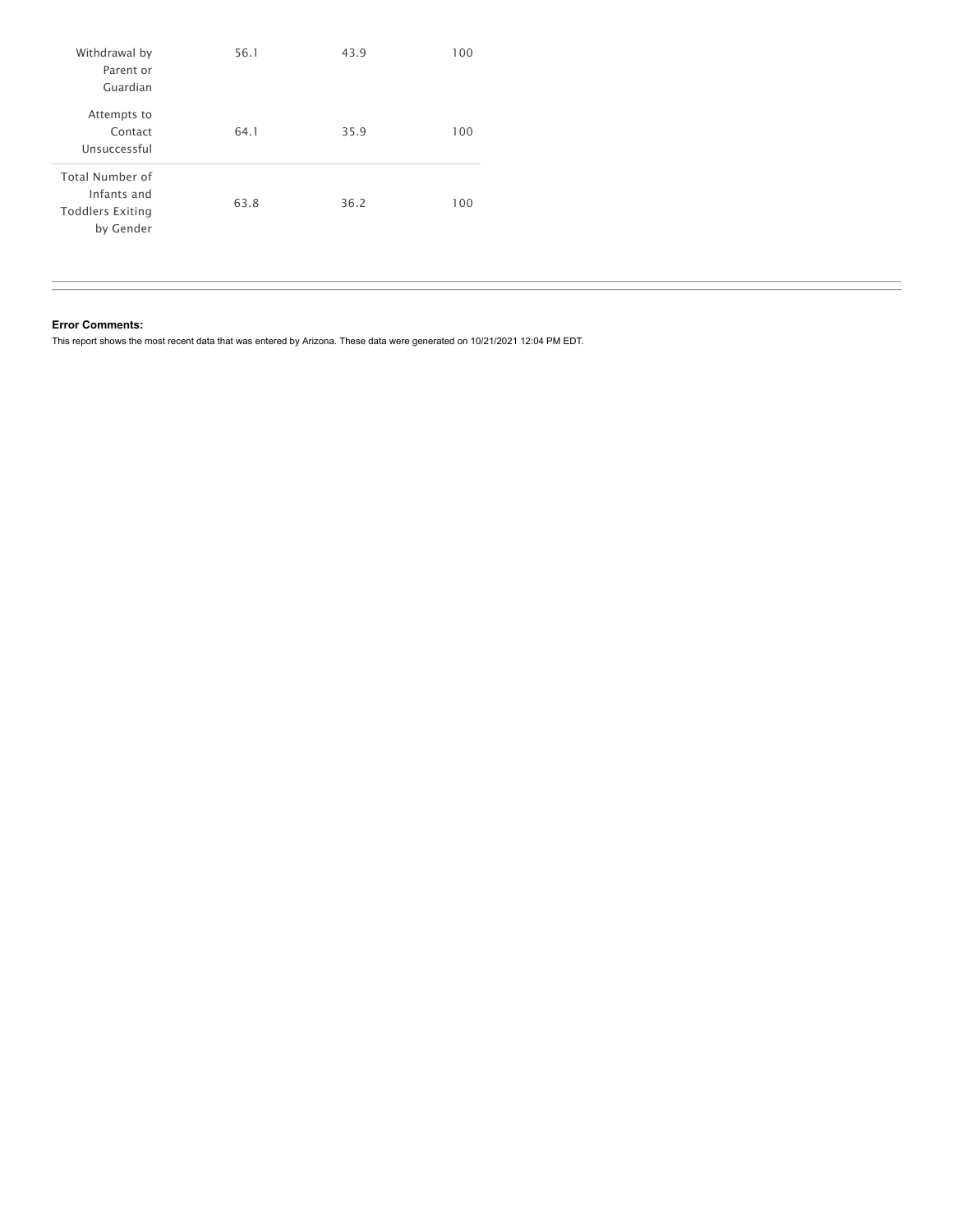| | | | |
|---|---|---|---|
| Withdrawal by Parent or Guardian | 56.1 | 43.9 | 100 |
| Attempts to Contact Unsuccessful | 64.1 | 35.9 | 100 |
| Total Number of Infants and Toddlers Exiting by Gender | 63.8 | 36.2 | 100 |

**Error Comments:**

This report shows the most recent data that was entered by Arizona. These data were generated on 10/21/2021 12:04 PM EDT.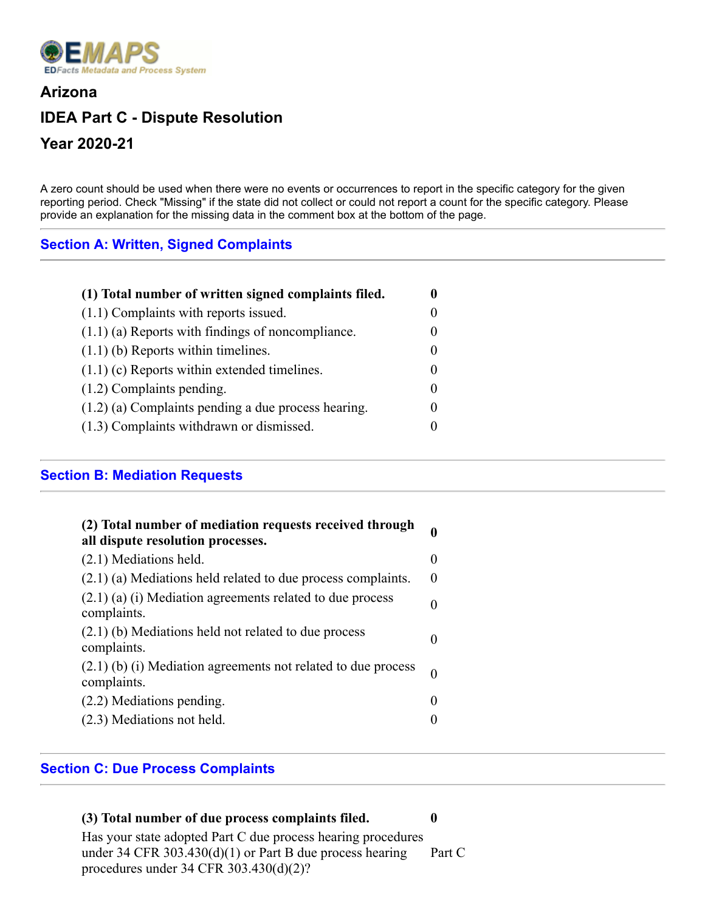EMAPS
EDFacts Metadata and Process System

# Arizona

## IDEA Part C - Dispute Resolution

## Year 2020-21

A zero count should be used when there were no events or occurrences to report in the specific category for the given reporting period. Check "Missing" if the state did not collect or could not report a count for the specific category. Please provide an explanation for the missing data in the comment box at the bottom of the page.

### Section A: Written, Signed Complaints

| | |
|---|---|
| **(1) Total number of written signed complaints filed.** | **0** |
| (1.1) Complaints with reports issued. | 0 |
| (1.1) (a) Reports with findings of noncompliance. | 0 |
| (1.1) (b) Reports within timelines. | 0 |
| (1.1) (c) Reports within extended timelines. | 0 |
| (1.2) Complaints pending. | 0 |
| (1.2) (a) Complaints pending a due process hearing. | 0 |
| (1.3) Complaints withdrawn or dismissed. | 0 |

### Section B: Mediation Requests

| | |
|---|---|
| **(2) Total number of mediation requests received through all dispute resolution processes.** | **0** |
| (2.1) Mediations held. | 0 |
| (2.1) (a) Mediations held related to due process complaints. | 0 |
| (2.1) (a) (i) Mediation agreements related to due process complaints. | 0 |
| (2.1) (b) Mediations held not related to due process complaints. | 0 |
| (2.1) (b) (i) Mediation agreements not related to due process complaints. | 0 |
| (2.2) Mediations pending. | 0 |
| (2.3) Mediations not held. | 0 |

### Section C: Due Process Complaints

| | |
|---|---|
| **(3) Total number of due process complaints filed.** | **0** |
| Has your state adopted Part C due process hearing procedures under 34 CFR 303.430(d)(1) or Part B due process hearing procedures under 34 CFR 303.430(d)(2)? | Part C |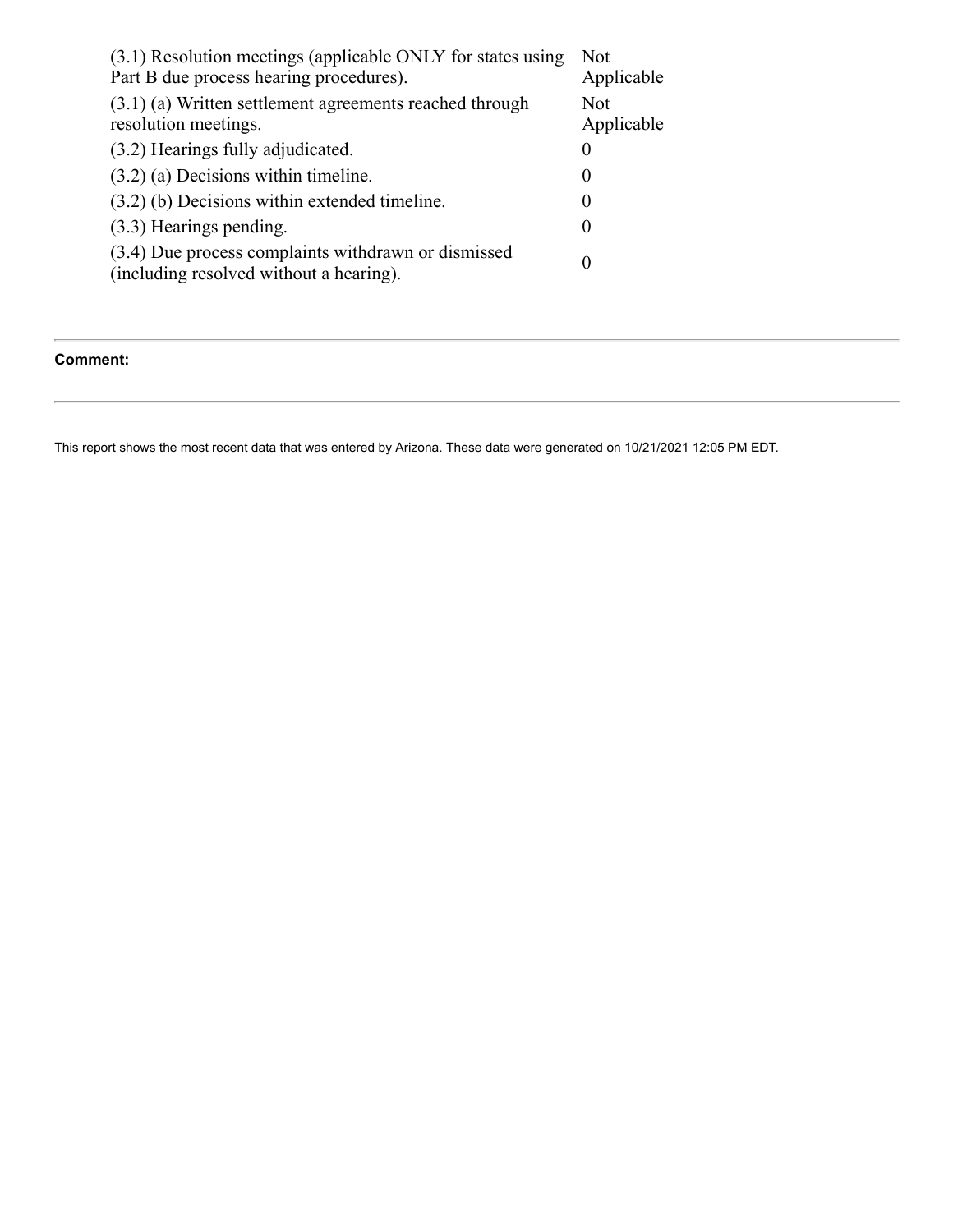| | |
|---|---|
| (3.1) Resolution meetings (applicable ONLY for states using Part B due process hearing procedures). | Not Applicable |
| (3.1) (a) Written settlement agreements reached through resolution meetings. | Not Applicable |
| (3.2) Hearings fully adjudicated. | 0 |
| (3.2) (a) Decisions within timeline. | 0 |
| (3.2) (b) Decisions within extended timeline. | 0 |
| (3.3) Hearings pending. | 0 |
| (3.4) Due process complaints withdrawn or dismissed (including resolved without a hearing). | 0 |

---

**Comment:**

---

This report shows the most recent data that was entered by Arizona. These data were generated on 10/21/2021 12:05 PM EDT.